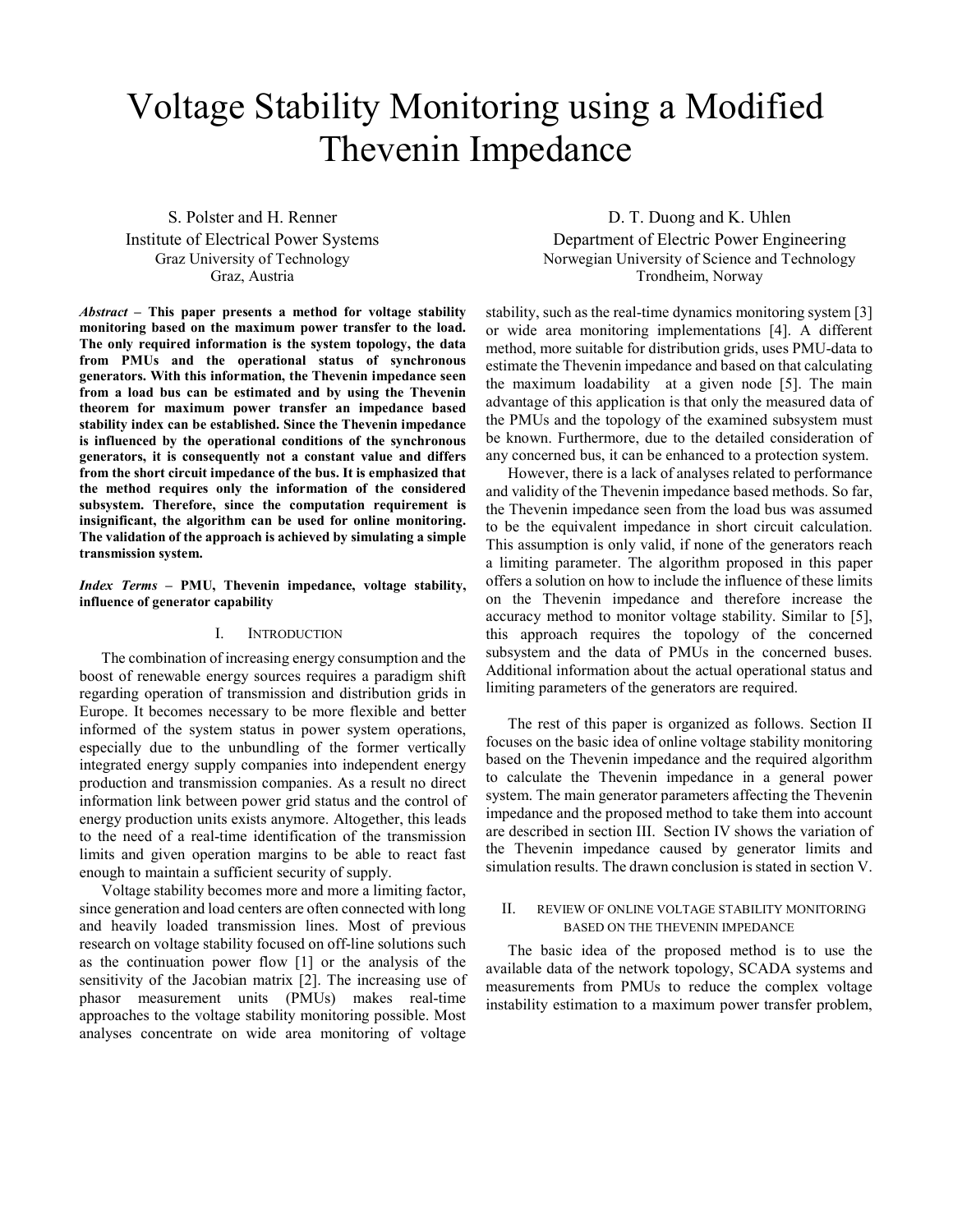# Voltage Stability Monitoring using a Modified Thevenin Impedance

S. Polster and H. Renner
Institute of Electrical Power Systems
Graz University of Technology
Graz, Austria

D. T. Duong and K. Uhlen
Department of Electric Power Engineering
Norwegian University of Science and Technology
Trondheim, Norway

***Abstract* – This paper presents a method for voltage stability monitoring based on the maximum power transfer to the load. The only required information is the system topology, the data from PMUs and the operational status of synchronous generators. With this information, the Thevenin impedance seen from a load bus can be estimated and by using the Thevenin theorem for maximum power transfer an impedance based stability index can be established. Since the Thevenin impedance is influenced by the operational conditions of the synchronous generators, it is consequently not a constant value and differs from the short circuit impedance of the bus. It is emphasized that the method requires only the information of the considered subsystem. Therefore, since the computation requirement is insignificant, the algorithm can be used for online monitoring. The validation of the approach is achieved by simulating a simple transmission system.**

***Index Terms* – PMU, Thevenin impedance, voltage stability, influence of generator capability**

## I. Introduction

The combination of increasing energy consumption and the boost of renewable energy sources requires a paradigm shift regarding operation of transmission and distribution grids in Europe. It becomes necessary to be more flexible and better informed of the system status in power system operations, especially due to the unbundling of the former vertically integrated energy supply companies into independent energy production and transmission companies. As a result no direct information link between power grid status and the control of energy production units exists anymore. Altogether, this leads to the need of a real-time identification of the transmission limits and given operation margins to be able to react fast enough to maintain a sufficient security of supply.

Voltage stability becomes more and more a limiting factor, since generation and load centers are often connected with long and heavily loaded transmission lines. Most of previous research on voltage stability focused on off-line solutions such as the continuation power flow [1] or the analysis of the sensitivity of the Jacobian matrix [2]. The increasing use of phasor measurement units (PMUs) makes real-time approaches to the voltage stability monitoring possible. Most analyses concentrate on wide area monitoring of voltage stability, such as the real-time dynamics monitoring system [3] or wide area monitoring implementations [4]. A different method, more suitable for distribution grids, uses PMU-data to estimate the Thevenin impedance and based on that calculating the maximum loadability at a given node [5]. The main advantage of this application is that only the measured data of the PMUs and the topology of the examined subsystem must be known. Furthermore, due to the detailed consideration of any concerned bus, it can be enhanced to a protection system.

However, there is a lack of analyses related to performance and validity of the Thevenin impedance based methods. So far, the Thevenin impedance seen from the load bus was assumed to be the equivalent impedance in short circuit calculation. This assumption is only valid, if none of the generators reach a limiting parameter. The algorithm proposed in this paper offers a solution on how to include the influence of these limits on the Thevenin impedance and therefore increase the accuracy method to monitor voltage stability. Similar to [5], this approach requires the topology of the concerned subsystem and the data of PMUs in the concerned buses. Additional information about the actual operational status and limiting parameters of the generators are required.

The rest of this paper is organized as follows. Section II focuses on the basic idea of online voltage stability monitoring based on the Thevenin impedance and the required algorithm to calculate the Thevenin impedance in a general power system. The main generator parameters affecting the Thevenin impedance and the proposed method to take them into account are described in section III. Section IV shows the variation of the Thevenin impedance caused by generator limits and simulation results. The drawn conclusion is stated in section V.

## II. Review of Online Voltage Stability Monitoring Based on the Thevenin Impedance

The basic idea of the proposed method is to use the available data of the network topology, SCADA systems and measurements from PMUs to reduce the complex voltage instability estimation to a maximum power transfer problem,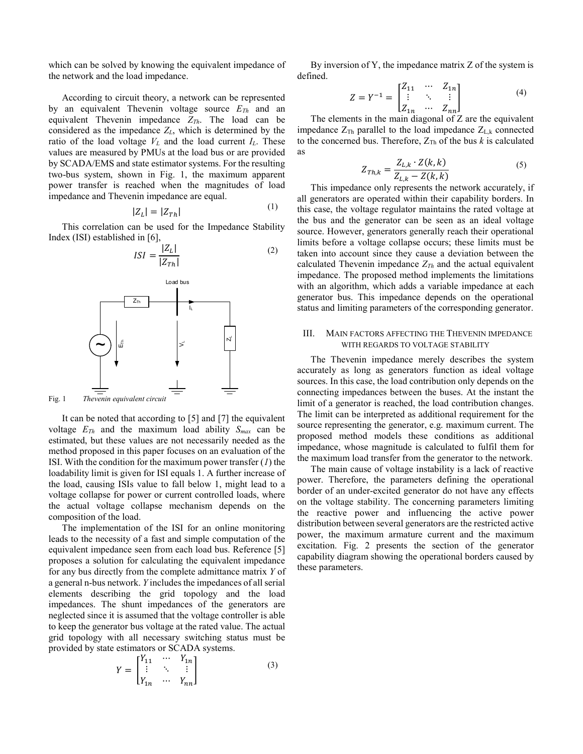which can be solved by knowing the equivalent impedance of the network and the load impedance.

According to circuit theory, a network can be represented by an equivalent Thevenin voltage source $E_{Th}$ and an equivalent Thevenin impedance $Z_{Th}$. The load can be considered as the impedance $Z_L$, which is determined by the ratio of the load voltage $V_L$ and the load current $I_L$. These values are measured by PMUs at the load bus or are provided by SCADA/EMS and state estimator systems. For the resulting two-bus system, shown in Fig. 1, the maximum apparent power transfer is reached when the magnitudes of load impedance and Thevenin impedance are equal.

$$|Z_L| = |Z_{Th}| \tag{1}$$

This correlation can be used for the Impedance Stability Index (ISI) established in [6],

$$ISI = \frac{|Z_L|}{|Z_{Th}|} \tag{2}$$

Fig. 1 *Thevenin equivalent circuit*

It can be noted that according to [5] and [7] the equivalent voltage $E_{Th}$ and the maximum load ability $S_{max}$ can be estimated, but these values are not necessarily needed as the method proposed in this paper focuses on an evaluation of the ISI. With the condition for the maximum power transfer (*1*) the loadability limit is given for ISI equals 1. A further increase of the load, causing ISIs value to fall below 1, might lead to a voltage collapse for power or current controlled loads, where the actual voltage collapse mechanism depends on the composition of the load.

The implementation of the ISI for an online monitoring leads to the necessity of a fast and simple computation of the equivalent impedance seen from each load bus. Reference [5] proposes a solution for calculating the equivalent impedance for any bus directly from the complete admittance matrix *Y* of a general n-bus network. *Y* includes the impedances of all serial elements describing the grid topology and the load impedances. The shunt impedances of the generators are neglected since it is assumed that the voltage controller is able to keep the generator bus voltage at the rated value. The actual grid topology with all necessary switching status must be provided by state estimators or SCADA systems.

$$Y = \begin{bmatrix} Y_{11} & \cdots & Y_{1n} \\ \vdots & \ddots & \vdots \\ Y_{1n} & \cdots & Y_{nn} \end{bmatrix} \tag{3}$$

By inversion of Y, the impedance matrix Z of the system is defined.

$$Z = Y^{-1} = \begin{bmatrix} Z_{11} & \cdots & Z_{1n} \\ \vdots & \ddots & \vdots \\ Z_{1n} & \cdots & Z_{nn} \end{bmatrix} \tag{4}$$

The elements in the main diagonal of Z are the equivalent impedance $Z_{Th}$ parallel to the load impedance $Z_{L,k}$ connected to the concerned bus. Therefore, $Z_{Th}$ of the bus *k* is calculated as

$$Z_{Th,k} = \frac{Z_{L,k} \cdot Z(k,k)}{Z_{L,k} - Z(k,k)} \tag{5}$$

This impedance only represents the network accurately, if all generators are operated within their capability borders. In this case, the voltage regulator maintains the rated voltage at the bus and the generator can be seen as an ideal voltage source. However, generators generally reach their operational limits before a voltage collapse occurs; these limits must be taken into account since they cause a deviation between the calculated Thevenin impedance $Z_{Th}$ and the actual equivalent impedance. The proposed method implements the limitations with an algorithm, which adds a variable impedance at each generator bus. This impedance depends on the operational status and limiting parameters of the corresponding generator.

## III. Main factors affecting the Thevenin impedance with regards to voltage stability

The Thevenin impedance merely describes the system accurately as long as generators function as ideal voltage sources. In this case, the load contribution only depends on the connecting impedances between the buses. At the instant the limit of a generator is reached, the load contribution changes. The limit can be interpreted as additional requirement for the source representing the generator, e.g. maximum current. The proposed method models these conditions as additional impedance, whose magnitude is calculated to fulfil them for the maximum load transfer from the generator to the network.

The main cause of voltage instability is a lack of reactive power. Therefore, the parameters defining the operational border of an under-excited generator do not have any effects on the voltage stability. The concerning parameters limiting the reactive power and influencing the active power distribution between several generators are the restricted active power, the maximum armature current and the maximum excitation. Fig. 2 presents the section of the generator capability diagram showing the operational borders caused by these parameters.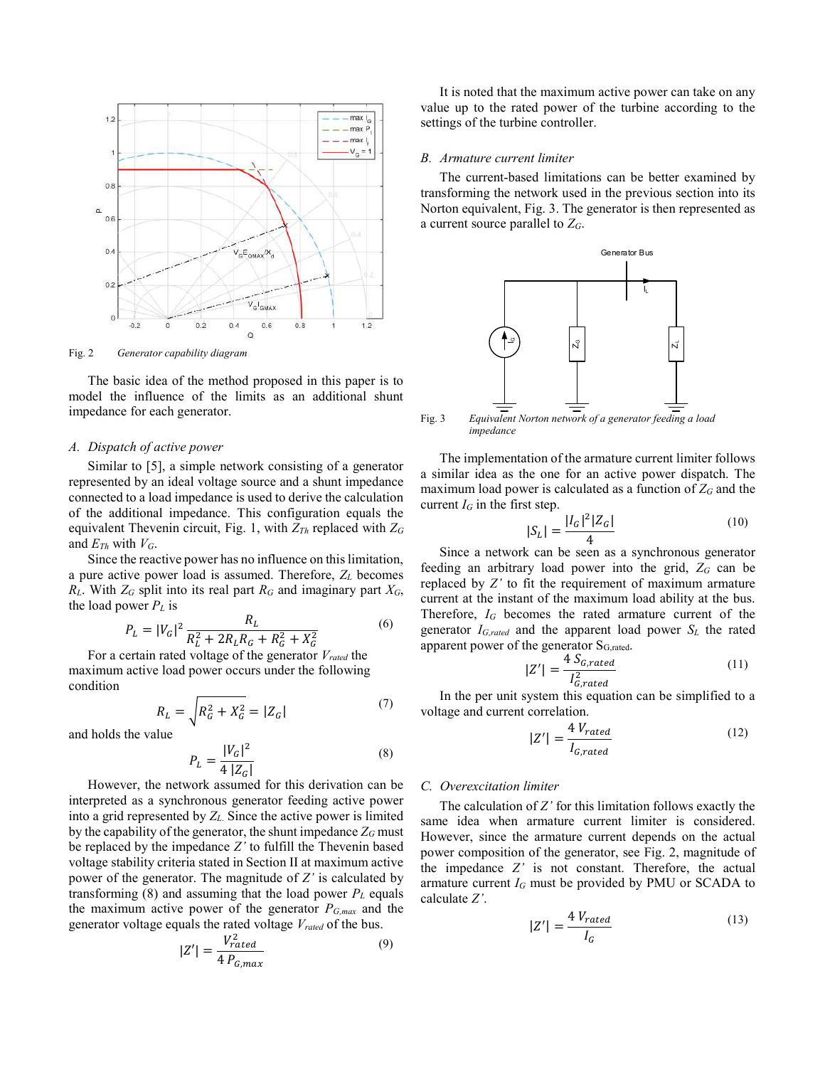Fig. 2 *Generator capability diagram*

The basic idea of the method proposed in this paper is to model the influence of the limits as an additional shunt impedance for each generator.

### *A. Dispatch of active power*

Similar to [5], a simple network consisting of a generator represented by an ideal voltage source and a shunt impedance connected to a load impedance is used to derive the calculation of the additional impedance. This configuration equals the equivalent Thevenin circuit, Fig. 1, with $Z_{Th}$ replaced with $Z_G$ and $E_{Th}$ with $V_G$.

Since the reactive power has no influence on this limitation, a pure active power load is assumed. Therefore, $Z_L$ becomes $R_L$. With $Z_G$ split into its real part $R_G$ and imaginary part $X_G$, the load power $P_L$ is

$$P_L = |V_G|^2 \frac{R_L}{R_L^2 + 2R_L R_G + R_G^2 + X_G^2} \tag{6}$$

For a certain rated voltage of the generator $V_{rated}$ the maximum active load power occurs under the following condition

$$R_L = \sqrt{R_G^2 + X_G^2} = |Z_G| \tag{7}$$

and holds the value

$$P_L = \frac{|V_G|^2}{4\,|Z_G|} \tag{8}$$

However, the network assumed for this derivation can be interpreted as a synchronous generator feeding active power into a grid represented by $Z_L$. Since the active power is limited by the capability of the generator, the shunt impedance $Z_G$ must be replaced by the impedance $Z'$ to fulfill the Thevenin based voltage stability criteria stated in Section II at maximum active power of the generator. The magnitude of $Z'$ is calculated by transforming (8) and assuming that the load power $P_L$ equals the maximum active power of the generator $P_{G,max}$ and the generator voltage equals the rated voltage $V_{rated}$ of the bus.

$$|Z'| = \frac{V_{rated}^2}{4\,P_{G,max}} \tag{9}$$

It is noted that the maximum active power can take on any value up to the rated power of the turbine according to the settings of the turbine controller.

### *B. Armature current limiter*

The current-based limitations can be better examined by transforming the network used in the previous section into its Norton equivalent, Fig. 3. The generator is then represented as a current source parallel to $Z_G$.

Fig. 3 *Equivalent Norton network of a generator feeding a load impedance*

The implementation of the armature current limiter follows a similar idea as the one for an active power dispatch. The maximum load power is calculated as a function of $Z_G$ and the current $I_G$ in the first step.

$$|S_L| = \frac{|I_G|^2 |Z_G|}{4} \tag{10}$$

Since a network can be seen as a synchronous generator feeding an arbitrary load power into the grid, $Z_G$ can be replaced by $Z'$ to fit the requirement of maximum armature current at the instant of the maximum load ability at the bus. Therefore, $I_G$ becomes the rated armature current of the generator $I_{G,rated}$ and the apparent load power $S_L$ the rated apparent power of the generator $S_{G,rated}$.

$$|Z'| = \frac{4\,S_{G,rated}}{I_{G,rated}^2} \tag{11}$$

In the per unit system this equation can be simplified to a voltage and current correlation.

$$|Z'| = \frac{4\,V_{rated}}{I_{G,rated}} \tag{12}$$

### *C. Overexcitation limiter*

The calculation of $Z'$ for this limitation follows exactly the same idea when armature current limiter is considered. However, since the armature current depends on the actual power composition of the generator, see Fig. 2, magnitude of the impedance $Z'$ is not constant. Therefore, the actual armature current $I_G$ must be provided by PMU or SCADA to calculate $Z'$.

$$|Z'| = \frac{4\,V_{rated}}{I_G} \tag{13}$$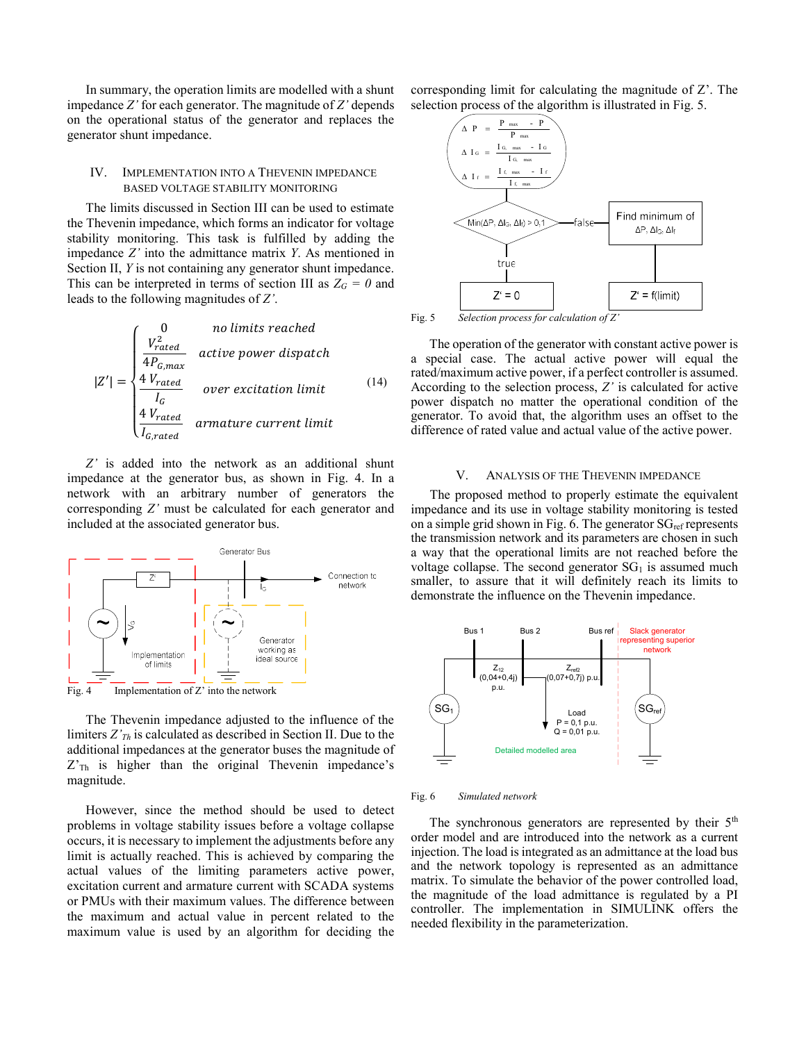In summary, the operation limits are modelled with a shunt impedance $Z'$ for each generator. The magnitude of $Z'$ depends on the operational status of the generator and replaces the generator shunt impedance.

## IV. Implementation into a Thevenin Impedance Based Voltage Stability Monitoring

The limits discussed in Section III can be used to estimate the Thevenin impedance, which forms an indicator for voltage stability monitoring. This task is fulfilled by adding the impedance $Z'$ into the admittance matrix $Y$. As mentioned in Section II, $Y$ is not containing any generator shunt impedance. This can be interpreted in terms of section III as $Z_G = 0$ and leads to the following magnitudes of $Z'$.

$$|Z'| = \begin{cases} 0 & \textit{no limits reached} \\ \dfrac{V_{rated}^2}{4P_{G,max}} & \textit{active power dispatch} \\ \dfrac{4\,V_{rated}}{I_G} & \textit{over excitation limit} \\ \dfrac{4\,V_{rated}}{I_{G,rated}} & \textit{armature current limit} \end{cases} \quad (14)$$

$Z'$ is added into the network as an additional shunt impedance at the generator bus, as shown in Fig. 4. In a network with an arbitrary number of generators the corresponding $Z'$ must be calculated for each generator and included at the associated generator bus.

Fig. 4 Implementation of Z' into the network

The Thevenin impedance adjusted to the influence of the limiters $Z'_{Th}$ is calculated as described in Section II. Due to the additional impedances at the generator buses the magnitude of $Z'_{Th}$ is higher than the original Thevenin impedance's magnitude.

However, since the method should be used to detect problems in voltage stability issues before a voltage collapse occurs, it is necessary to implement the adjustments before any limit is actually reached. This is achieved by comparing the actual values of the limiting parameters active power, excitation current and armature current with SCADA systems or PMUs with their maximum values. The difference between the maximum and actual value in percent related to the maximum value is used by an algorithm for deciding the corresponding limit for calculating the magnitude of Z'. The selection process of the algorithm is illustrated in Fig. 5.

Fig. 5 Selection process for calculation of Z'

The operation of the generator with constant active power is a special case. The actual active power will equal the rated/maximum active power, if a perfect controller is assumed. According to the selection process, $Z'$ is calculated for active power dispatch no matter the operational condition of the generator. To avoid that, the algorithm uses an offset to the difference of rated value and actual value of the active power.

## V. Analysis of the Thevenin Impedance

The proposed method to properly estimate the equivalent impedance and its use in voltage stability monitoring is tested on a simple grid shown in Fig. 6. The generator $SG_{ref}$ represents the transmission network and its parameters are chosen in such a way that the operational limits are not reached before the voltage collapse. The second generator $SG_1$ is assumed much smaller, to assure that it will definitely reach its limits to demonstrate the influence on the Thevenin impedance.

Fig. 6 Simulated network

The synchronous generators are represented by their 5[th] order model and are introduced into the network as a current injection. The load is integrated as an admittance at the load bus and the network topology is represented as an admittance matrix. To simulate the behavior of the power controlled load, the magnitude of the load admittance is regulated by a PI controller. The implementation in SIMULINK offers the needed flexibility in the parameterization.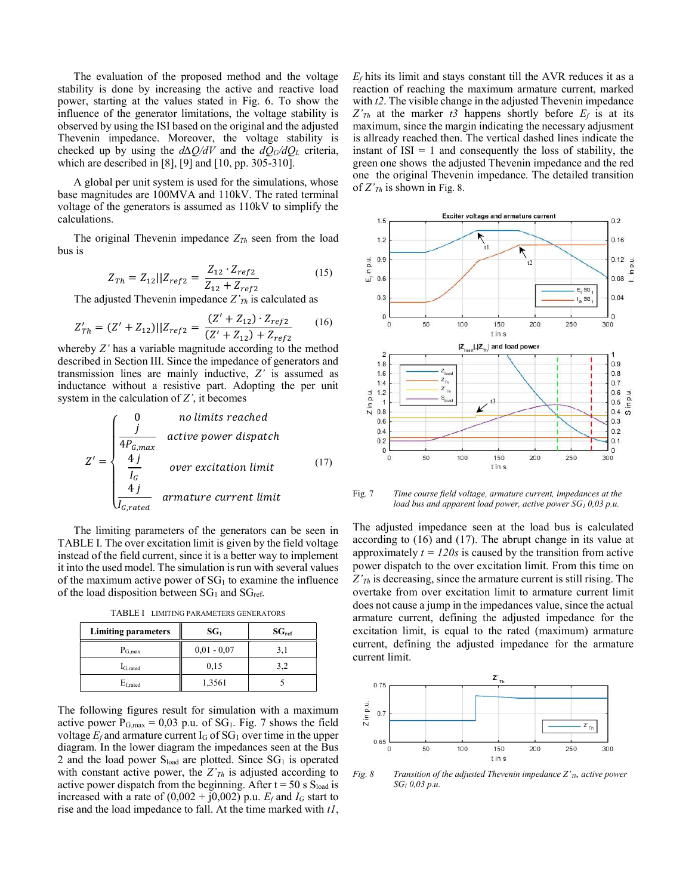The evaluation of the proposed method and the voltage stability is done by increasing the active and reactive load power, starting at the values stated in Fig. 6. To show the influence of the generator limitations, the voltage stability is observed by using the ISI based on the original and the adjusted Thevenin impedance. Moreover, the voltage stability is checked up by using the $d\Delta Q/dV$ and the $dQ_G/dQ_L$ criteria, which are described in [8], [9] and [10, pp. 305-310].

A global per unit system is used for the simulations, whose base magnitudes are 100MVA and 110kV. The rated terminal voltage of the generators is assumed as 110kV to simplify the calculations.

The original Thevenin impedance $Z_{Th}$ seen from the load bus is

$$Z_{Th} = Z_{12} || Z_{ref2} = \frac{Z_{12} \cdot Z_{ref2}}{Z_{12} + Z_{ref2}} \tag{15}$$

The adjusted Thevenin impedance $Z'_{Th}$ is calculated as

$$Z'_{Th} = (Z' + Z_{12}) || Z_{ref2} = \frac{(Z' + Z_{12}) \cdot Z_{ref2}}{(Z' + Z_{12}) + Z_{ref2}} \tag{16}$$

whereby $Z'$ has a variable magnitude according to the method described in Section III. Since the impedance of generators and transmission lines are mainly inductive, $Z'$ is assumed as inductance without a resistive part. Adopting the per unit system in the calculation of $Z'$, it becomes

$$Z' = \begin{cases} 0 & \text{no limits reached} \\ \dfrac{j}{4P_{G,max}} & \text{active power dispatch} \\ \dfrac{4\,j}{I_G} & \text{over excitation limit} \\ \dfrac{4\,j}{I_{G,rated}} & \text{armature current limit} \end{cases} \tag{17}$$

The limiting parameters of the generators can be seen in TABLE I. The over excitation limit is given by the field voltage instead of the field current, since it is a better way to implement it into the used model. The simulation is run with several values of the maximum active power of $SG_1$ to examine the influence of the load disposition between $SG_1$ and $SG_{ref}$.

TABLE I LIMITING PARAMETERS GENERATORS

| Limiting parameters | $SG_1$ | $SG_{ref}$ |
|---|---|---|
| $P_{G,max}$ | 0,01 - 0,07 | 3,1 |
| $I_{G,rated}$ | 0,15 | 3,2 |
| $E_{f,rated}$ | 1,3561 | 5 |

The following figures result for simulation with a maximum active power $P_{G,max}$ = 0,03 p.u. of $SG_1$. Fig. 7 shows the field voltage $E_f$ and armature current $I_G$ of $SG_1$ over time in the upper diagram. In the lower diagram the impedances seen at the Bus 2 and the load power $S_{load}$ are plotted. Since $SG_1$ is operated with constant active power, the $Z'_{Th}$ is adjusted according to active power dispatch from the beginning. After t = 50 s $S_{load}$ is increased with a rate of (0,002 + j0,002) p.u. $E_f$ and $I_G$ start to rise and the load impedance to fall. At the time marked with *t1*, $E_f$ hits its limit and stays constant till the AVR reduces it as a reaction of reaching the maximum armature current, marked with *t2*. The visible change in the adjusted Thevenin impedance $Z'_{Th}$ at the marker *t3* happens shortly before $E_f$ is at its maximum, since the margin indicating the necessary adjusment is allready reached then. The vertical dashed lines indicate the instant of ISI = 1 and consequently the loss of stability, the green one shows the adjusted Thevenin impedance and the red one the original Thevenin impedance. The detailed transition of $Z'_{Th}$ is shown in Fig. 8.

Fig. 7 Time course field voltage, armature current, impedances at the load bus and apparent load power, active power $SG_1$ 0,03 p.u.

The adjusted impedance seen at the load bus is calculated according to (16) and (17). The abrupt change in its value at approximately *t = 120s* is caused by the transition from active power dispatch to the over excitation limit. From this time on $Z'_{Th}$ is decreasing, since the armature current is still rising. The overtake from over excitation limit to armature current limit does not cause a jump in the impedances value, since the actual armature current, defining the adjusted impedance for the excitation limit, is equal to the rated (maximum) armature current, defining the adjusted impedance for the armature current limit.

Fig. 8 Transition of the adjusted Thevenin impedance $Z'_{Th}$, active power $SG_1$ 0,03 p.u.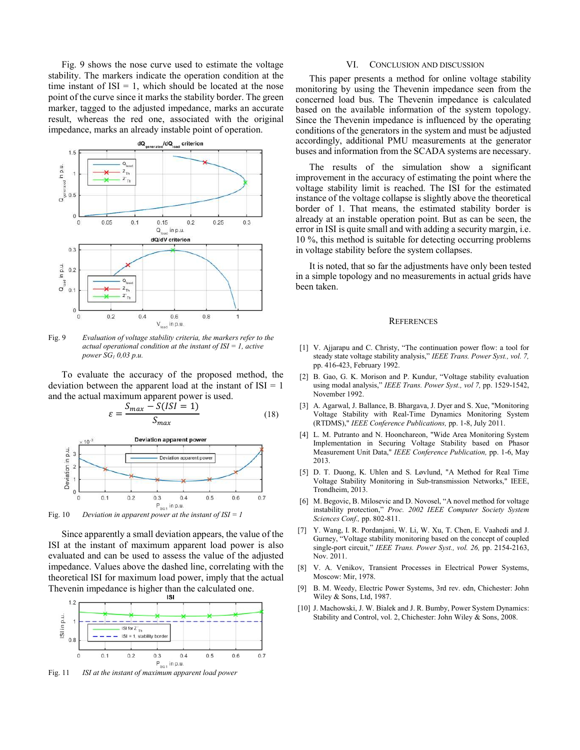Fig. 9 shows the nose curve used to estimate the voltage stability. The markers indicate the operation condition at the time instant of ISI = 1, which should be located at the nose point of the curve since it marks the stability border. The green marker, tagged to the adjusted impedance, marks an accurate result, whereas the red one, associated with the original impedance, marks an already instable point of operation.

$dQ_{generated}/dQ_{load}$ criterion

$Q_{generated}$ in p.u.

$Q_{load}$ in p.u.

$Q_{load}$

$Z_{Th}$

$Z'_{Th}$

dQ/dV criterion

$Q_{load}$ in p.u.

$V_{load}$ in p.u.

Fig. 9 *Evaluation of voltage stability criteria, the markers refer to the actual operational condition at the instant of ISI = 1, active power SG₁ 0,03 p.u.*

To evaluate the accuracy of the proposed method, the deviation between the apparent load at the instant of ISI = 1 and the actual maximum apparent power is used.

$$\varepsilon = \frac{S_{max} - S(ISI = 1)}{S_{max}} \tag{18}$$

Deviation apparent power

Deviation in p.u.

$\times 10^{-3}$

Deviation apparent power

$P_{SG1}$ in p.u.

Fig. 10 *Deviation in apparent power at the instant of ISI = 1*

Since apparently a small deviation appears, the value of the ISI at the instant of maximum apparent load power is also evaluated and can be used to assess the value of the adjusted impedance. Values above the dashed line, correlating with the theoretical ISI for maximum load power, imply that the actual Thevenin impedance is higher than the calculated one.

ISI

ISI in p.u.

ISI for $Z'_{Th}$

ISI = 1, stability border

$P_{SG1}$ in p.u.

Fig. 11 *ISI at the instant of maximum apparent load power*

## VI. Conclusion and Discussion

This paper presents a method for online voltage stability monitoring by using the Thevenin impedance seen from the concerned load bus. The Thevenin impedance is calculated based on the available information of the system topology. Since the Thevenin impedance is influenced by the operating conditions of the generators in the system and must be adjusted accordingly, additional PMU measurements at the generator buses and information from the SCADA systems are necessary.

The results of the simulation show a significant improvement in the accuracy of estimating the point where the voltage stability limit is reached. The ISI for the estimated instance of the voltage collapse is slightly above the theoretical border of 1. That means, the estimated stability border is already at an instable operation point. But as can be seen, the error in ISI is quite small and with adding a security margin, i.e. 10 %, this method is suitable for detecting occurring problems in voltage stability before the system collapses.

It is noted, that so far the adjustments have only been tested in a simple topology and no measurements in actual grids have been taken.

## References

[1] V. Ajjarapu and C. Christy, "The continuation power flow: a tool for steady state voltage stability analysis," *IEEE Trans. Power Syst., vol. 7,* pp. 416-423, February 1992.

[2] B. Gao, G. K. Morison and P. Kundur, "Voltage stability evaluation using modal analysis," *IEEE Trans. Power Syst., vol 7,* pp. 1529-1542, November 1992.

[3] A. Agarwal, J. Ballance, B. Bhargava, J. Dyer and S. Xue, "Monitoring Voltage Stability with Real-Time Dynamics Monitoring System (RTDMS)," *IEEE Conference Publications,* pp. 1-8, July 2011.

[4] L. M. Putranto and N. Hoonchareon, "Wide Area Monitoring System Implementation in Securing Voltage Stability based on Phasor Measurement Unit Data," *IEEE Conference Publication,* pp. 1-6, May 2013.

[5] D. T. Duong, K. Uhlen and S. Løvlund, "A Method for Real Time Voltage Stability Monitoring in Sub-transmission Networks," IEEE, Trondheim, 2013.

[6] M. Begovic, B. Milosevic and D. Novosel, "A novel method for voltage instability protection," *Proc. 2002 IEEE Computer Society System Sciences Conf.,* pp. 802-811.

[7] Y. Wang, I. R. Pordanjani, W. Li, W. Xu, T. Chen, E. Vaahedi and J. Gurney, "Voltage stability monitoring based on the concept of coupled single-port circuit," *IEEE Trans. Power Syst., vol. 26,* pp. 2154-2163, Nov. 2011.

[8] V. A. Venikov, Transient Processes in Electrical Power Systems, Moscow: Mir, 1978.

[9] B. M. Weedy, Electric Power Systems, 3rd rev. edn, Chichester: John Wiley & Sons, Ltd, 1987.

[10] J. Machowski, J. W. Bialek and J. R. Bumby, Power System Dynamics: Stability and Control, vol. 2, Chichester: John Wiley & Sons, 2008.